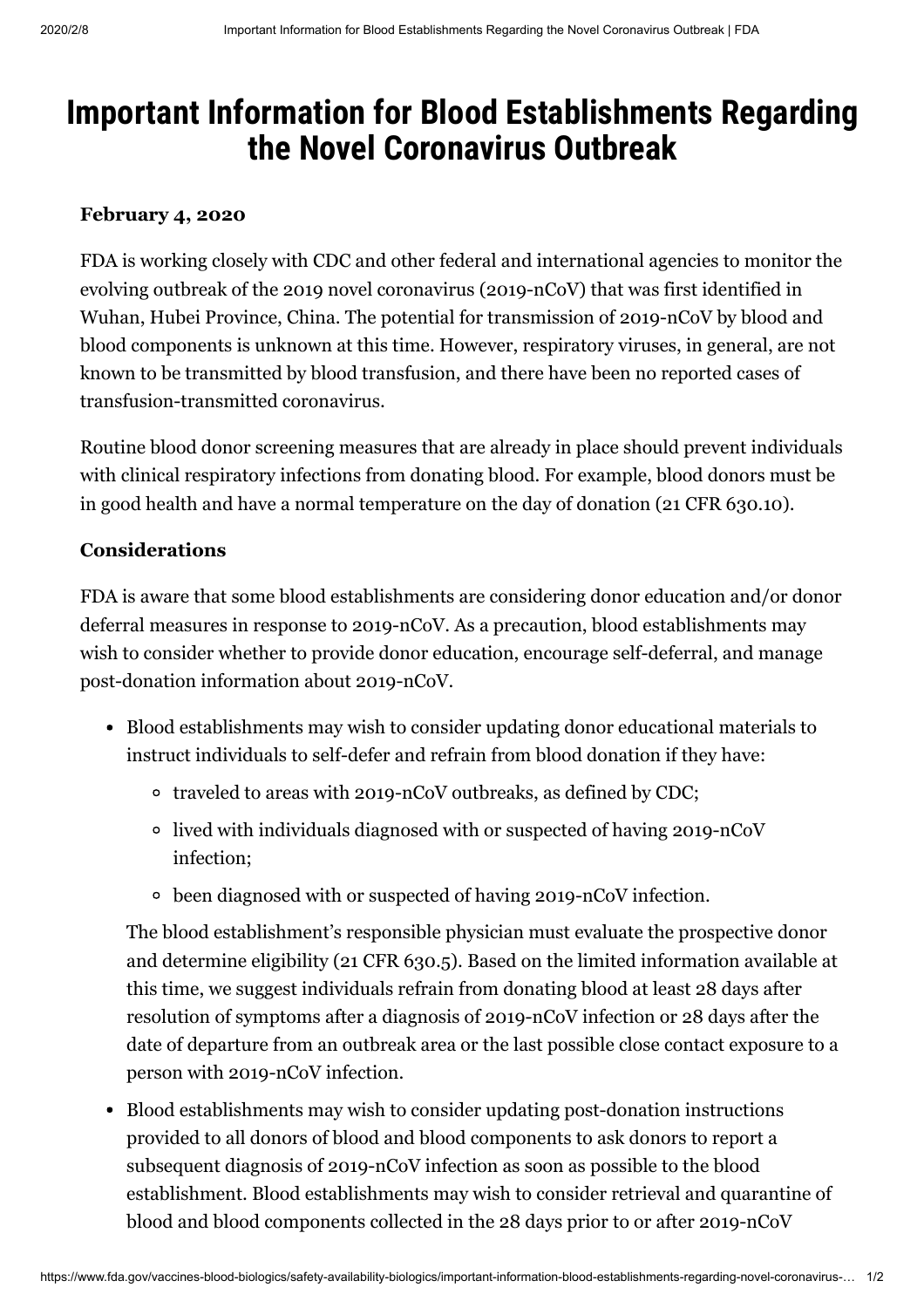# Important Information for Blood Establishments Regarding the Novel Coronavirus Outbreak

**February 4, 2020**

FDA is working closely with CDC and other federal and international agencies to monitor the evolving outbreak of the 2019 novel coronavirus (2019-nCoV) that was first identified in Wuhan, Hubei Province, China. The potential for transmission of 2019-nCoV by blood and blood components is unknown at this time. However, respiratory viruses, in general, are not known to be transmitted by blood transfusion, and there have been no reported cases of transfusion-transmitted coronavirus.

Routine blood donor screening measures that are already in place should prevent individuals with clinical respiratory infections from donating blood. For example, blood donors must be in good health and have a normal temperature on the day of donation (21 CFR 630.10).

## Considerations

FDA is aware that some blood establishments are considering donor education and/or donor deferral measures in response to 2019-nCoV. As a precaution, blood establishments may wish to consider whether to provide donor education, encourage self-deferral, and manage post-donation information about 2019-nCoV.

- Blood establishments may wish to consider updating donor educational materials to instruct individuals to self-defer and refrain from blood donation if they have:
  - traveled to areas with 2019-nCoV outbreaks, as defined by CDC;
  - lived with individuals diagnosed with or suspected of having 2019-nCoV infection;
  - been diagnosed with or suspected of having 2019-nCoV infection.

  The blood establishment's responsible physician must evaluate the prospective donor and determine eligibility (21 CFR 630.5). Based on the limited information available at this time, we suggest individuals refrain from donating blood at least 28 days after resolution of symptoms after a diagnosis of 2019-nCoV infection or 28 days after the date of departure from an outbreak area or the last possible close contact exposure to a person with 2019-nCoV infection.

- Blood establishments may wish to consider updating post-donation instructions provided to all donors of blood and blood components to ask donors to report a subsequent diagnosis of 2019-nCoV infection as soon as possible to the blood establishment. Blood establishments may wish to consider retrieval and quarantine of blood and blood components collected in the 28 days prior to or after 2019-nCoV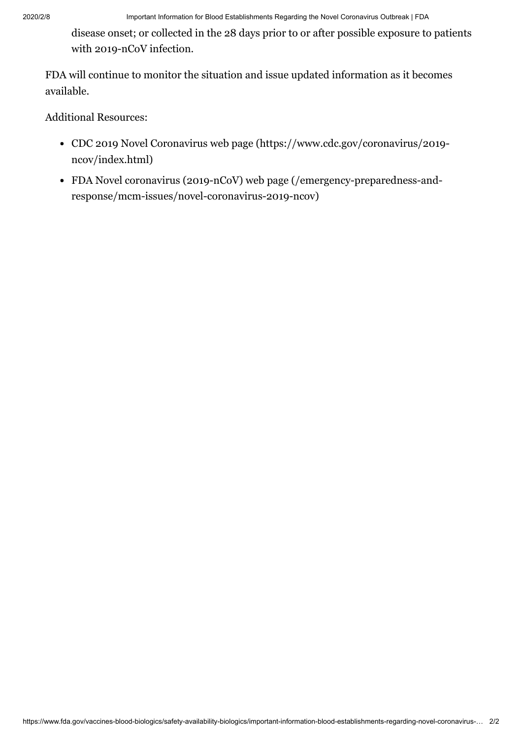disease onset; or collected in the 28 days prior to or after possible exposure to patients with 2019-nCoV infection.

FDA will continue to monitor the situation and issue updated information as it becomes available.

Additional Resources:

- CDC 2019 Novel Coronavirus web page (https://www.cdc.gov/coronavirus/2019-ncov/index.html)
- FDA Novel coronavirus (2019-nCoV) web page (/emergency-preparedness-and-response/mcm-issues/novel-coronavirus-2019-ncov)